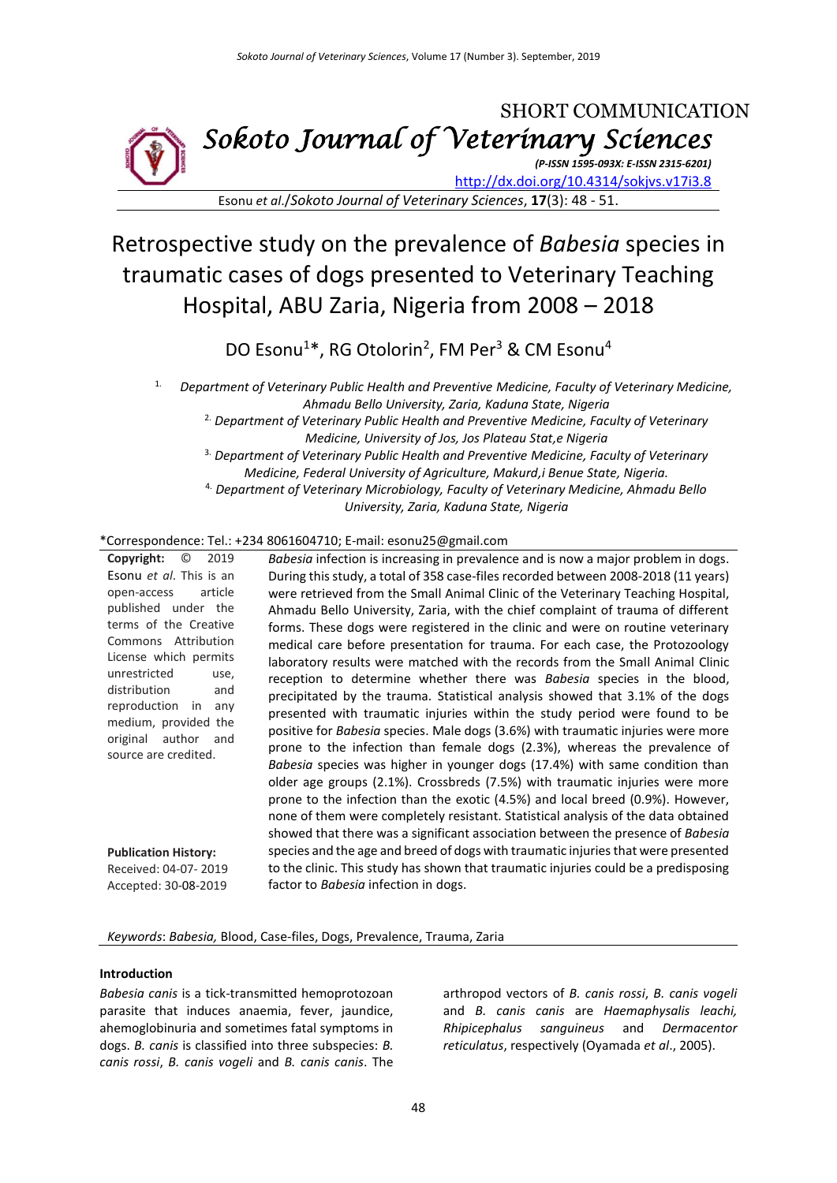SHORT COMMUNICATION

*Sokoto Journal of Veterinary Sciences*

*(P-ISSN 1595-093X: E-ISSN 2315-6201)*

http://dx.doi.org/10.4314/sokjvs.v17i3.8

Esonu *et al*./*Sokoto Journal of Veterinary Sciences*, **17**(3): 48 - 51.

# Retrospective study on the prevalence of *Babesia* species in traumatic cases of dogs presented to Veterinary Teaching Hospital, ABU Zaria, Nigeria from 2008 – 2018

DO Esonu[1]*, RG Otolorin[2], FM Per[3] & CM Esonu[4]

1. *Department of Veterinary Public Health and Preventive Medicine, Faculty of Veterinary Medicine, Ahmadu Bello University, Zaria, Kaduna State, Nigeria*
2. *Department of Veterinary Public Health and Preventive Medicine, Faculty of Veterinary Medicine, University of Jos, Jos Plateau Stat,e Nigeria*
3. *Department of Veterinary Public Health and Preventive Medicine, Faculty of Veterinary Medicine, Federal University of Agriculture, Makurd,i Benue State, Nigeria.*
4. *Department of Veterinary Microbiology, Faculty of Veterinary Medicine, Ahmadu Bello University, Zaria, Kaduna State, Nigeria*

*Correspondence: Tel.: +234 8061604710; E-mail: esonu25@gmail.com

**Copyright:** © 2019 Esonu *et al*. This is an open-access article published under the terms of the Creative Commons Attribution License which permits unrestricted use, distribution and reproduction in any medium, provided the original author and source are credited.

**Publication History:**
Received: 04-07- 2019
Accepted: 30-08-2019

*Babesia* infection is increasing in prevalence and is now a major problem in dogs. During this study, a total of 358 case-files recorded between 2008-2018 (11 years) were retrieved from the Small Animal Clinic of the Veterinary Teaching Hospital, Ahmadu Bello University, Zaria, with the chief complaint of trauma of different forms. These dogs were registered in the clinic and were on routine veterinary medical care before presentation for trauma. For each case, the Protozoology laboratory results were matched with the records from the Small Animal Clinic reception to determine whether there was *Babesia* species in the blood, precipitated by the trauma. Statistical analysis showed that 3.1% of the dogs presented with traumatic injuries within the study period were found to be positive for *Babesia* species. Male dogs (3.6%) with traumatic injuries were more prone to the infection than female dogs (2.3%), whereas the prevalence of *Babesia* species was higher in younger dogs (17.4%) with same condition than older age groups (2.1%). Crossbreds (7.5%) with traumatic injuries were more prone to the infection than the exotic (4.5%) and local breed (0.9%). However, none of them were completely resistant. Statistical analysis of the data obtained showed that there was a significant association between the presence of *Babesia* species and the age and breed of dogs with traumatic injuries that were presented to the clinic. This study has shown that traumatic injuries could be a predisposing factor to *Babesia* infection in dogs.

*Keywords*: *Babesia,* Blood, Case-files, Dogs, Prevalence, Trauma, Zaria

## Introduction

*Babesia canis* is a tick-transmitted hemoprotozoan parasite that induces anaemia, fever, jaundice, ahemoglobinuria and sometimes fatal symptoms in dogs. *B. canis* is classified into three subspecies: *B. canis rossi*, *B. canis vogeli* and *B. canis canis*. The arthropod vectors of *B. canis rossi*, *B. canis vogeli* and *B. canis canis* are *Haemaphysalis leachi, Rhipicephalus sanguineus* and *Dermacentor reticulatus*, respectively (Oyamada *et al*., 2005).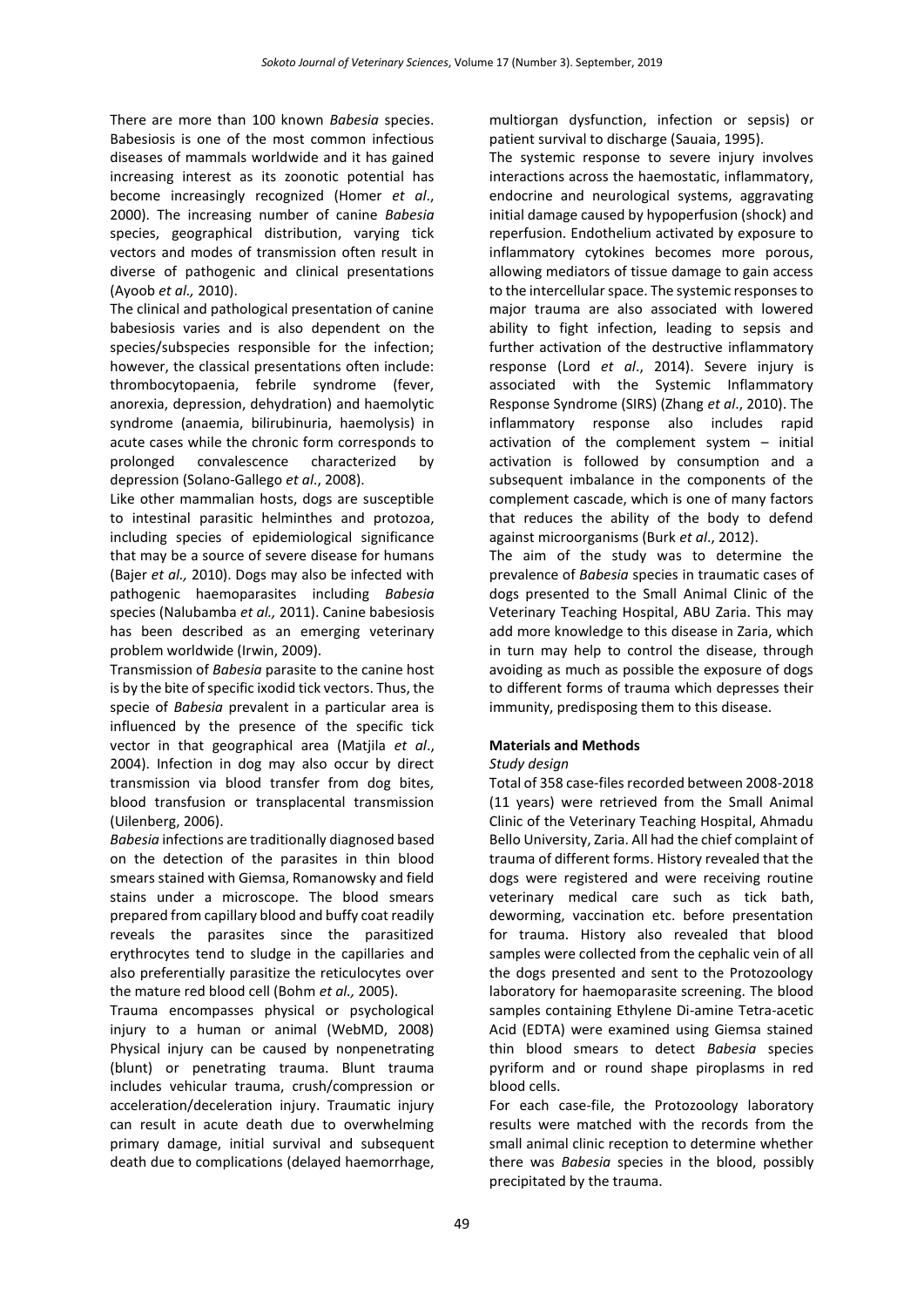There are more than 100 known *Babesia* species. Babesiosis is one of the most common infectious diseases of mammals worldwide and it has gained increasing interest as its zoonotic potential has become increasingly recognized (Homer *et al*., 2000). The increasing number of canine *Babesia* species, geographical distribution, varying tick vectors and modes of transmission often result in diverse of pathogenic and clinical presentations (Ayoob *et al.,* 2010).

The clinical and pathological presentation of canine babesiosis varies and is also dependent on the species/subspecies responsible for the infection; however, the classical presentations often include: thrombocytopaenia, febrile syndrome (fever, anorexia, depression, dehydration) and haemolytic syndrome (anaemia, bilirubinuria, haemolysis) in acute cases while the chronic form corresponds to prolonged convalescence characterized by depression (Solano-Gallego *et al*., 2008).

Like other mammalian hosts, dogs are susceptible to intestinal parasitic helminthes and protozoa, including species of epidemiological significance that may be a source of severe disease for humans (Bajer *et al.,* 2010). Dogs may also be infected with pathogenic haemoparasites including *Babesia* species (Nalubamba *et al.,* 2011). Canine babesiosis has been described as an emerging veterinary problem worldwide (Irwin, 2009).

Transmission of *Babesia* parasite to the canine host is by the bite of specific ixodid tick vectors. Thus, the specie of *Babesia* prevalent in a particular area is influenced by the presence of the specific tick vector in that geographical area (Matjila *et al*., 2004). Infection in dog may also occur by direct transmission via blood transfer from dog bites, blood transfusion or transplacental transmission (Uilenberg, 2006).

*Babesia* infections are traditionally diagnosed based on the detection of the parasites in thin blood smears stained with Giemsa, Romanowsky and field stains under a microscope. The blood smears prepared from capillary blood and buffy coat readily reveals the parasites since the parasitized erythrocytes tend to sludge in the capillaries and also preferentially parasitize the reticulocytes over the mature red blood cell (Bohm *et al.,* 2005).

Trauma encompasses physical or psychological injury to a human or animal (WebMD, 2008) Physical injury can be caused by nonpenetrating (blunt) or penetrating trauma. Blunt trauma includes vehicular trauma, crush/compression or acceleration/deceleration injury. Traumatic injury can result in acute death due to overwhelming primary damage, initial survival and subsequent death due to complications (delayed haemorrhage, multiorgan dysfunction, infection or sepsis) or patient survival to discharge (Sauaia, 1995).

The systemic response to severe injury involves interactions across the haemostatic, inflammatory, endocrine and neurological systems, aggravating initial damage caused by hypoperfusion (shock) and reperfusion. Endothelium activated by exposure to inflammatory cytokines becomes more porous, allowing mediators of tissue damage to gain access to the intercellular space. The systemic responses to major trauma are also associated with lowered ability to fight infection, leading to sepsis and further activation of the destructive inflammatory response (Lord *et al*., 2014). Severe injury is associated with the Systemic Inflammatory Response Syndrome (SIRS) (Zhang *et al*., 2010). The inflammatory response also includes rapid activation of the complement system – initial activation is followed by consumption and a subsequent imbalance in the components of the complement cascade, which is one of many factors that reduces the ability of the body to defend against microorganisms (Burk *et al*., 2012).

The aim of the study was to determine the prevalence of *Babesia* species in traumatic cases of dogs presented to the Small Animal Clinic of the Veterinary Teaching Hospital, ABU Zaria. This may add more knowledge to this disease in Zaria, which in turn may help to control the disease, through avoiding as much as possible the exposure of dogs to different forms of trauma which depresses their immunity, predisposing them to this disease.

## Materials and Methods

### *Study design*

Total of 358 case-files recorded between 2008-2018 (11 years) were retrieved from the Small Animal Clinic of the Veterinary Teaching Hospital, Ahmadu Bello University, Zaria. All had the chief complaint of trauma of different forms. History revealed that the dogs were registered and were receiving routine veterinary medical care such as tick bath, deworming, vaccination etc. before presentation for trauma. History also revealed that blood samples were collected from the cephalic vein of all the dogs presented and sent to the Protozoology laboratory for haemoparasite screening. The blood samples containing Ethylene Di-amine Tetra-acetic Acid (EDTA) were examined using Giemsa stained thin blood smears to detect *Babesia* species pyriform and or round shape piroplasms in red blood cells.

For each case-file, the Protozoology laboratory results were matched with the records from the small animal clinic reception to determine whether there was *Babesia* species in the blood, possibly precipitated by the trauma.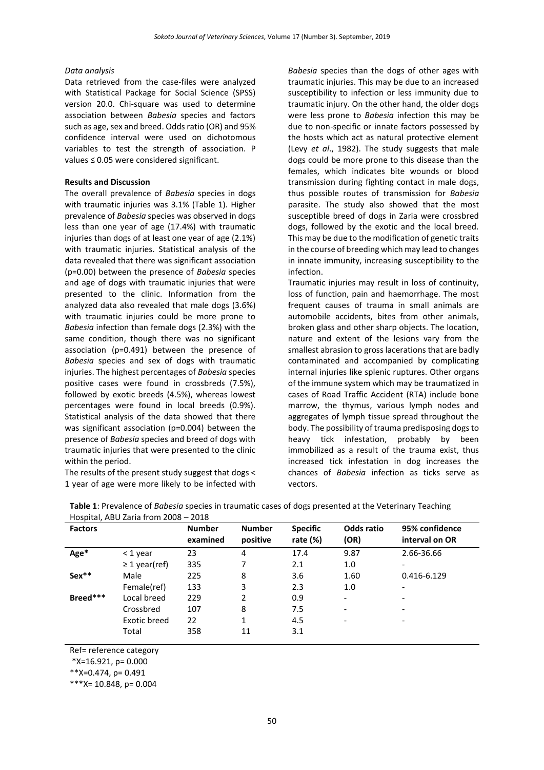*Data analysis*

Data retrieved from the case-files were analyzed with Statistical Package for Social Science (SPSS) version 20.0. Chi-square was used to determine association between *Babesia* species and factors such as age, sex and breed. Odds ratio (OR) and 95% confidence interval were used on dichotomous variables to test the strength of association. P values ≤ 0.05 were considered significant.

**Results and Discussion**

The overall prevalence of *Babesia* species in dogs with traumatic injuries was 3.1% (Table 1). Higher prevalence of *Babesia* species was observed in dogs less than one year of age (17.4%) with traumatic injuries than dogs of at least one year of age (2.1%) with traumatic injuries. Statistical analysis of the data revealed that there was significant association (p=0.00) between the presence of *Babesia* species and age of dogs with traumatic injuries that were presented to the clinic. Information from the analyzed data also revealed that male dogs (3.6%) with traumatic injuries could be more prone to *Babesia* infection than female dogs (2.3%) with the same condition, though there was no significant association (p=0.491) between the presence of *Babesia* species and sex of dogs with traumatic injuries. The highest percentages of *Babesia* species positive cases were found in crossbreds (7.5%), followed by exotic breeds (4.5%), whereas lowest percentages were found in local breeds (0.9%). Statistical analysis of the data showed that there was significant association (p=0.004) between the presence of *Babesia* species and breed of dogs with traumatic injuries that were presented to the clinic within the period.

The results of the present study suggest that dogs < 1 year of age were more likely to be infected with *Babesia* species than the dogs of other ages with traumatic injuries. This may be due to an increased susceptibility to infection or less immunity due to traumatic injury. On the other hand, the older dogs were less prone to *Babesia* infection this may be due to non-specific or innate factors possessed by the hosts which act as natural protective element (Levy *et al*., 1982). The study suggests that male dogs could be more prone to this disease than the females, which indicates bite wounds or blood transmission during fighting contact in male dogs, thus possible routes of transmission for *Babesia* parasite. The study also showed that the most susceptible breed of dogs in Zaria were crossbred dogs, followed by the exotic and the local breed. This may be due to the modification of genetic traits in the course of breeding which may lead to changes in innate immunity, increasing susceptibility to the infection.

Traumatic injuries may result in loss of continuity, loss of function, pain and haemorrhage. The most frequent causes of trauma in small animals are automobile accidents, bites from other animals, broken glass and other sharp objects. The location, nature and extent of the lesions vary from the smallest abrasion to gross lacerations that are badly contaminated and accompanied by complicating internal injuries like splenic ruptures. Other organs of the immune system which may be traumatized in cases of Road Traffic Accident (RTA) include bone marrow, the thymus, various lymph nodes and aggregates of lymph tissue spread throughout the body. The possibility of trauma predisposing dogs to heavy tick infestation, probably by been immobilized as a result of the trauma exist, thus increased tick infestation in dog increases the chances of *Babesia* infection as ticks serve as vectors.

**Table 1**: Prevalence of *Babesia* species in traumatic cases of dogs presented at the Veterinary Teaching Hospital, ABU Zaria from 2008 – 2018

| Factors | | Number examined | Number positive | Specific rate (%) | Odds ratio (OR) | 95% confidence interval on OR |
|---|---|---|---|---|---|---|
| **Age*** | < 1 year | 23 | 4 | 17.4 | 9.87 | 2.66-36.66 |
| | ≥ 1 year(ref) | 335 | 7 | 2.1 | 1.0 | - |
| **Sex**** | Male | 225 | 8 | 3.6 | 1.60 | 0.416-6.129 |
| | Female(ref) | 133 | 3 | 2.3 | 1.0 | - |
| **Breed***** | Local breed | 229 | 2 | 0.9 | - | - |
| | Crossbred | 107 | 8 | 7.5 | - | - |
| | Exotic breed | 22 | 1 | 4.5 | - | - |
| | Total | 358 | 11 | 3.1 | | |

Ref= reference category

*X=16.921, p= 0.000

**X=0.474, p= 0.491

***X= 10.848, p= 0.004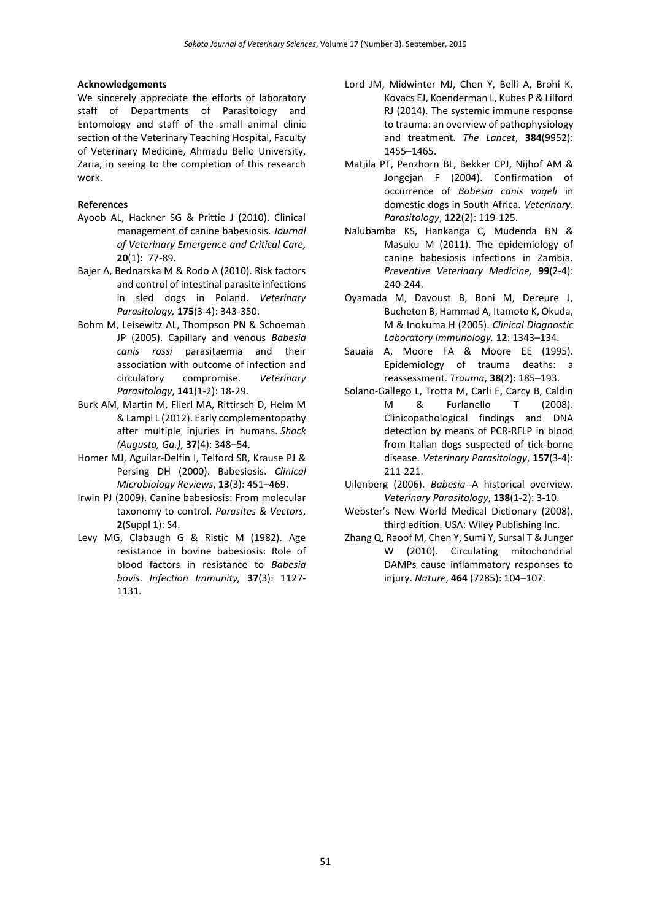**Acknowledgements**

We sincerely appreciate the efforts of laboratory staff of Departments of Parasitology and Entomology and staff of the small animal clinic section of the Veterinary Teaching Hospital, Faculty of Veterinary Medicine, Ahmadu Bello University, Zaria, in seeing to the completion of this research work.

**References**

Ayoob AL, Hackner SG & Prittie J (2010). Clinical management of canine babesiosis. *Journal of Veterinary Emergence and Critical Care,* **20**(1): 77-89.

Bajer A, Bednarska M & Rodo A (2010). Risk factors and control of intestinal parasite infections in sled dogs in Poland. *Veterinary Parasitology,* **175**(3-4): 343-350.

Bohm M, Leisewitz AL, Thompson PN & Schoeman JP (2005). Capillary and venous *Babesia canis rossi* parasitaemia and their association with outcome of infection and circulatory compromise. *Veterinary Parasitology*, **141**(1-2): 18-29.

Burk AM, Martin M, Flierl MA, Rittirsch D, Helm M & Lampl L (2012). Early complementopathy after multiple injuries in humans. *Shock (Augusta, Ga.)*, **37**(4): 348–54.

Homer MJ, Aguilar-Delfin I, Telford SR, Krause PJ & Persing DH (2000). Babesiosis. *Clinical Microbiology Reviews*, **13**(3): 451–469.

Irwin PJ (2009). Canine babesiosis: From molecular taxonomy to control. *Parasites & Vectors*, **2**(Suppl 1): S4.

Levy MG, Clabaugh G & Ristic M (1982). Age resistance in bovine babesiosis: Role of blood factors in resistance to *Babesia bovis*. *Infection Immunity,* **37**(3): 1127-1131.

Lord JM, Midwinter MJ, Chen Y, Belli A, Brohi K, Kovacs EJ, Koenderman L, Kubes P & Lilford RJ (2014). The systemic immune response to trauma: an overview of pathophysiology and treatment. *The Lancet*, **384**(9952): 1455–1465.

Matjila PT, Penzhorn BL, Bekker CPJ, Nijhof AM & Jongejan F (2004). Confirmation of occurrence of *Babesia canis vogeli* in domestic dogs in South Africa. *Veterinary. Parasitology*, **122**(2): 119-125.

Nalubamba KS, Hankanga C, Mudenda BN & Masuku M (2011). The epidemiology of canine babesiosis infections in Zambia. *Preventive Veterinary Medicine,* **99**(2-4): 240-244.

Oyamada M, Davoust B, Boni M, Dereure J, Bucheton B, Hammad A, Itamoto K, Okuda, M & Inokuma H (2005). *Clinical Diagnostic Laboratory Immunology.* **12**: 1343–134.

Sauaia A, Moore FA & Moore EE (1995). Epidemiology of trauma deaths: a reassessment. *Trauma*, **38**(2): 185–193.

Solano-Gallego L, Trotta M, Carli E, Carcy B, Caldin M & Furlanello T (2008). Clinicopathological findings and DNA detection by means of PCR-RFLP in blood from Italian dogs suspected of tick-borne disease. *Veterinary Parasitology*, **157**(3-4): 211-221.

Uilenberg (2006). *Babesia*--A historical overview. *Veterinary Parasitology*, **138**(1-2): 3-10.

Webster's New World Medical Dictionary (2008), third edition. USA: Wiley Publishing Inc.

Zhang Q, Raoof M, Chen Y, Sumi Y, Sursal T & Junger W (2010). Circulating mitochondrial DAMPs cause inflammatory responses to injury. *Nature*, **464** (7285): 104–107.